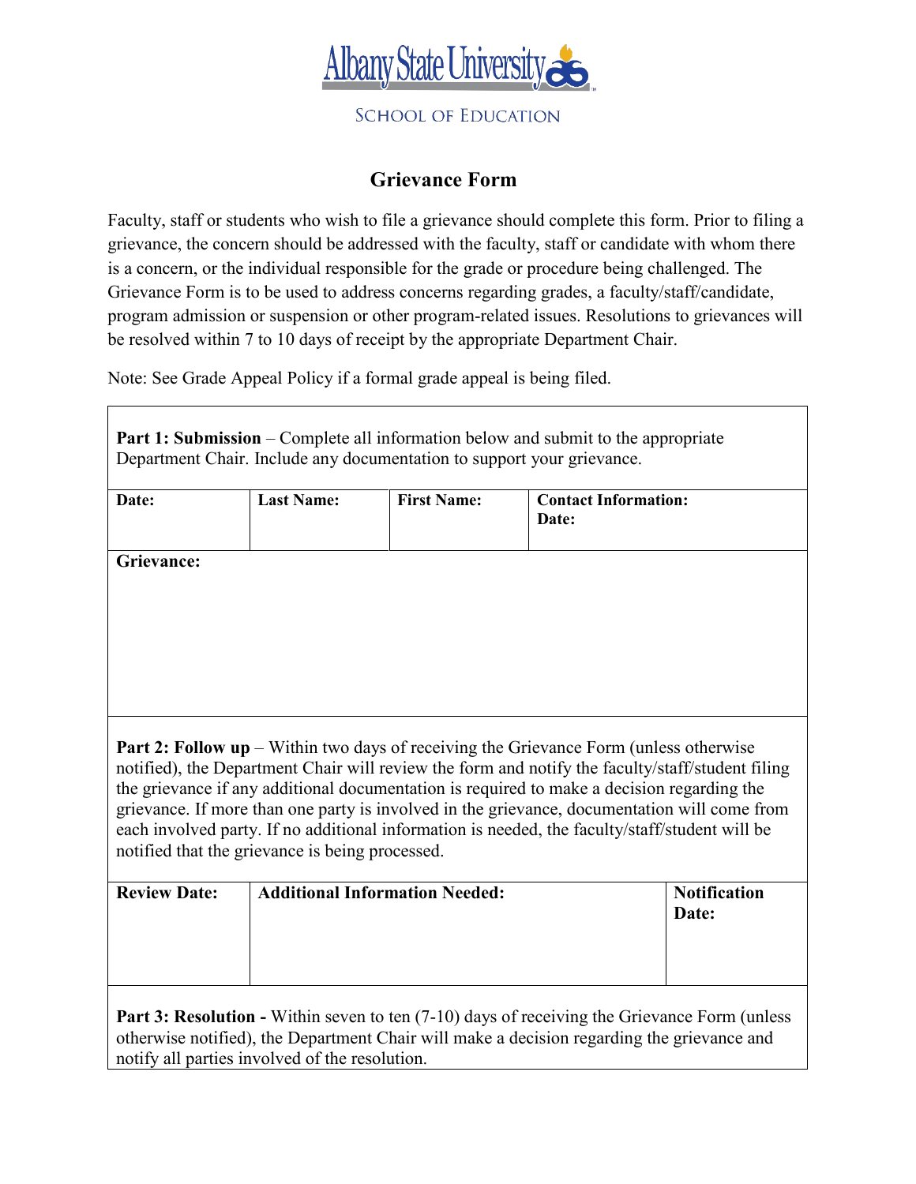Albany State University

SCHOOL OF EDUCATION

# Grievance Form

Faculty, staff or students who wish to file a grievance should complete this form. Prior to filing a grievance, the concern should be addressed with the faculty, staff or candidate with whom there is a concern, or the individual responsible for the grade or procedure being challenged. The Grievance Form is to be used to address concerns regarding grades, a faculty/staff/candidate, program admission or suspension or other program-related issues. Resolutions to grievances will be resolved within 7 to 10 days of receipt by the appropriate Department Chair.

Note: See Grade Appeal Policy if a formal grade appeal is being filed.

**Part 1: Submission** – Complete all information below and submit to the appropriate Department Chair. Include any documentation to support your grievance.

| Date: | Last Name: | First Name: | Contact Information:<br>Date: |
|---|---|---|---|
| | | | |

**Grievance:**

**Part 2: Follow up** – Within two days of receiving the Grievance Form (unless otherwise notified), the Department Chair will review the form and notify the faculty/staff/student filing the grievance if any additional documentation is required to make a decision regarding the grievance. If more than one party is involved in the grievance, documentation will come from each involved party. If no additional information is needed, the faculty/staff/student will be notified that the grievance is being processed.

| Review Date: | Additional Information Needed: | Notification Date: |
|---|---|---|
| | | |

**Part 3: Resolution -** Within seven to ten (7-10) days of receiving the Grievance Form (unless otherwise notified), the Department Chair will make a decision regarding the grievance and notify all parties involved of the resolution.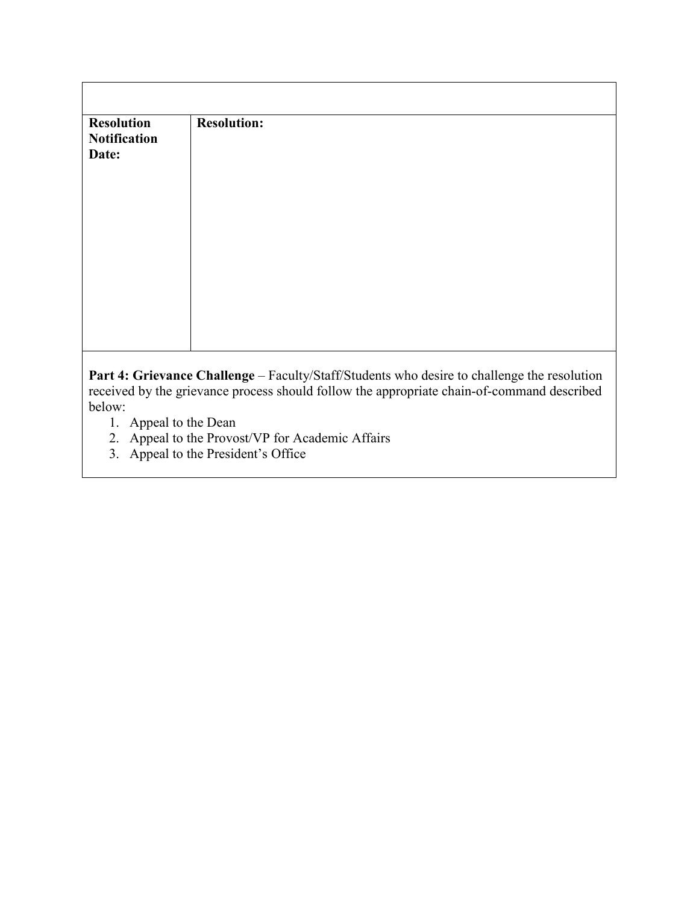| | |
|---|---|
| **Resolution Notification Date:** | **Resolution:** |

**Part 4: Grievance Challenge** – Faculty/Staff/Students who desire to challenge the resolution received by the grievance process should follow the appropriate chain-of-command described below:

1. Appeal to the Dean
2. Appeal to the Provost/VP for Academic Affairs
3. Appeal to the President's Office